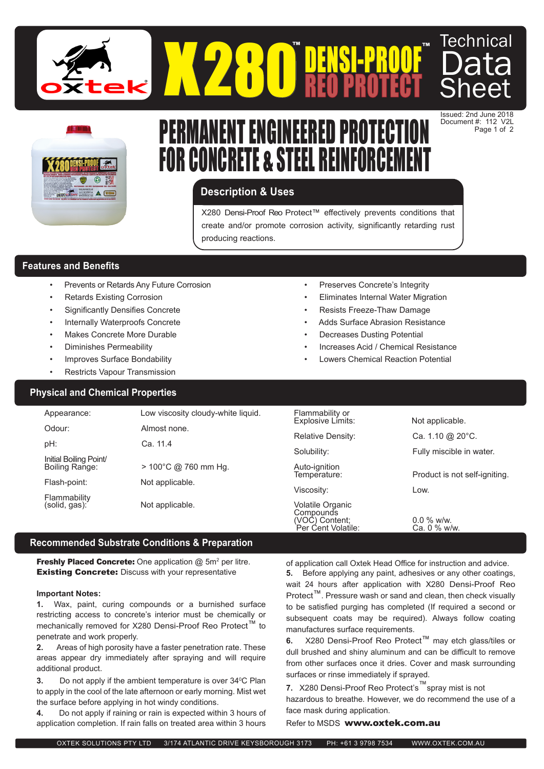# X280™ DENSI-PROOF™ REO PROTECT

Technical Data Sheet

Issued: 2nd June 2018
Document #: 112 V2L

## PERMANENT ENGINEERED PROTECTION FOR CONCRETE & STEEL REINFORCEMENT

## Description & Uses

X280 Densi-Proof Reo Protect™ effectively prevents conditions that create and/or promote corrosion activity, significantly retarding rust producing reactions.

## Features and Benefits

- Prevents or Retards Any Future Corrosion
- Retards Existing Corrosion
- Significantly Densifies Concrete
- Internally Waterproofs Concrete
- Makes Concrete More Durable
- Diminishes Permeability
- Improves Surface Bondability
- Restricts Vapour Transmission
- Preserves Concrete's Integrity
- Eliminates Internal Water Migration
- Resists Freeze-Thaw Damage
- Adds Surface Abrasion Resistance
- Decreases Dusting Potential
- Increases Acid / Chemical Resistance
- Lowers Chemical Reaction Potential

## Physical and Chemical Properties

| Property | Value |
|---|---|
| Appearance: | Low viscosity cloudy-white liquid. |
| Odour: | Almost none. |
| pH: | Ca. 11.4 |
| Initial Boiling Point/ Boiling Range: | > 100°C @ 760 mm Hg. |
| Flash-point: | Not applicable. |
| Flammability (solid, gas): | Not applicable. |
| Flammability or Explosive Limits: | Not applicable. |
| Relative Density: | Ca. 1.10 @ 20°C. |
| Solubility: | Fully miscible in water. |
| Auto-ignition Temperature: | Product is not self-igniting. |
| Viscosity: | Low. |
| Volatile Organic Compounds (VOC) Content; | 0.0 % w/w. |
| Per Cent Volatile: | Ca. 0 % w/w. |

## Recommended Substrate Conditions & Preparation

**Freshly Placed Concrete:** One application @ 5m² per litre.
**Existing Concrete:** Discuss with your representative

**Important Notes:**

1. Wax, paint, curing compounds or a burnished surface restricting access to concrete's interior must be chemically or mechanically removed for X280 Densi-Proof Reo Protect™ to penetrate and work properly.
2. Areas of high porosity have a faster penetration rate. These areas appear dry immediately after spraying and will require additional product.
3. Do not apply if the ambient temperature is over 34°C Plan to apply in the cool of the late afternoon or early morning. Mist wet the surface before applying in hot windy conditions.
4. Do not apply if raining or rain is expected within 3 hours of application completion. If rain falls on treated area within 3 hours of application call Oxtek Head Office for instruction and advice.
5. Before applying any paint, adhesives or any other coatings, wait 24 hours after application with X280 Densi-Proof Reo Protect™. Pressure wash or sand and clean, then check visually to be satisfied purging has completed (If required a second or subsequent coats may be required). Always follow coating manufactures surface requirements.
6. X280 Densi-Proof Reo Protect™ may etch glass/tiles or dull brushed and shiny aluminum and can be difficult to remove from other surfaces once it dries. Cover and mask surrounding surfaces or rinse immediately if sprayed.
7. X280 Densi-Proof Reo Protect's™ spray mist is not hazardous to breathe. However, we do recommend the use of a face mask during application.

Refer to MSDS **www.oxtek.com.au**

OXTEK SOLUTIONS PTY LTD 3/174 ATLANTIC DRIVE KEYSBOROUGH 3173 PH: +61 3 9798 7534 WWW.OXTEK.COM.AU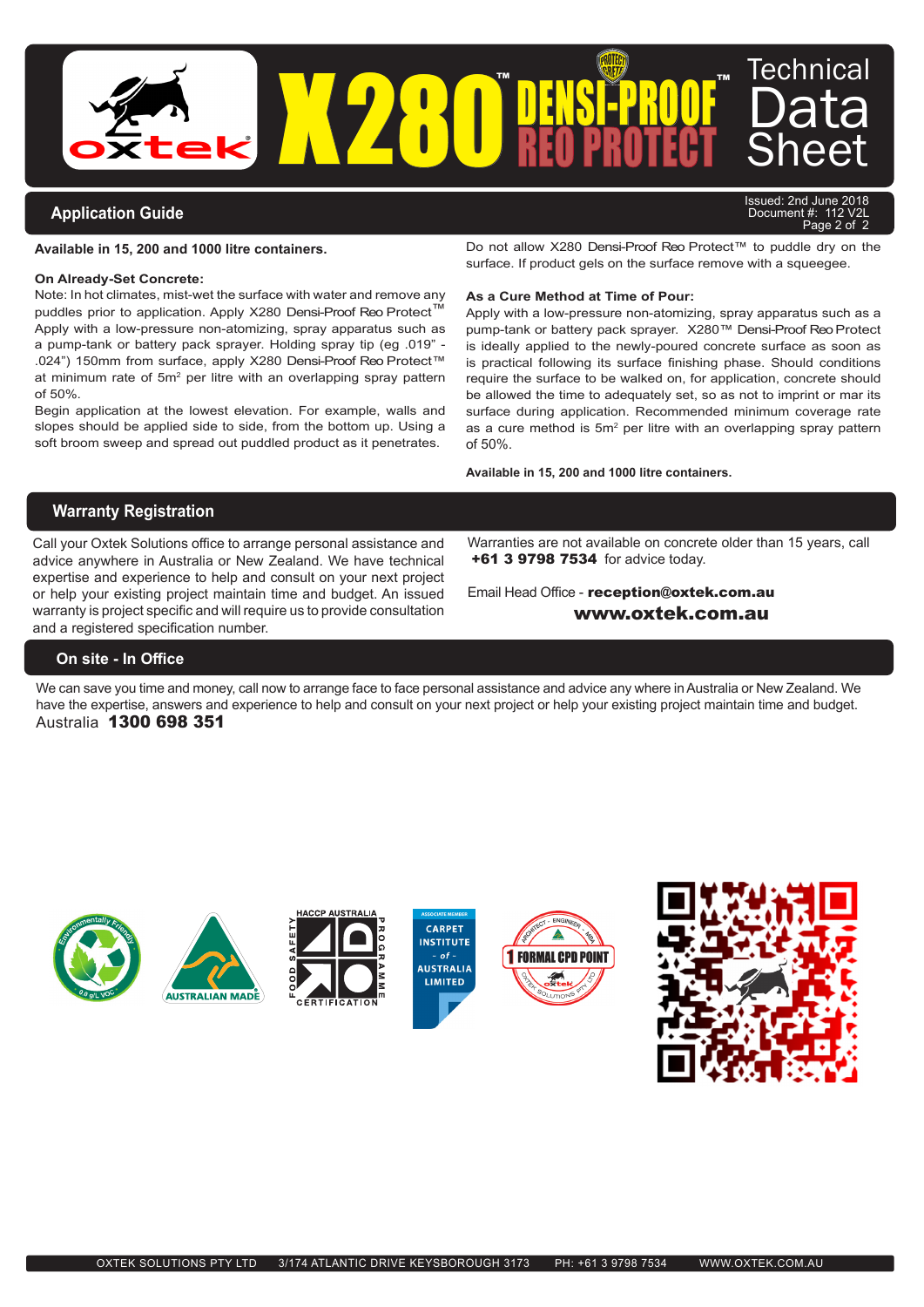# X280™ DENSI-PROOF™ REO PROTECT — Technical Data Sheet

## Application Guide

Issued: 2nd June 2018
Document #: 112 V2L

**Available in 15, 200 and 1000 litre containers.**

**On Already-Set Concrete:**
Note: In hot climates, mist-wet the surface with water and remove any puddles prior to application. Apply X280 Densi-Proof Reo Protect™ Apply with a low-pressure non-atomizing, spray apparatus such as a pump-tank or battery pack sprayer. Holding spray tip (eg .019" - .024") 150mm from surface, apply X280 Densi-Proof Reo Protect™ at minimum rate of 5m² per litre with an overlapping spray pattern of 50%.
Begin application at the lowest elevation. For example, walls and slopes should be applied side to side, from the bottom up. Using a soft broom sweep and spread out puddled product as it penetrates.

Do not allow X280 Densi-Proof Reo Protect™ to puddle dry on the surface. If product gels on the surface remove with a squeegee.

**As a Cure Method at Time of Pour:**
Apply with a low-pressure non-atomizing, spray apparatus such as a pump-tank or battery pack sprayer. X280™ Densi-Proof Reo Protect is ideally applied to the newly-poured concrete surface as soon as is practical following its surface finishing phase. Should conditions require the surface to be walked on, for application, concrete should be allowed the time to adequately set, so as not to imprint or mar its surface during application. Recommended minimum coverage rate as a cure method is 5m² per litre with an overlapping spray pattern of 50%.

**Available in 15, 200 and 1000 litre containers.**

## Warranty Registration

Call your Oxtek Solutions office to arrange personal assistance and advice anywhere in Australia or New Zealand. We have technical expertise and experience to help and consult on your next project or help your existing project maintain time and budget. An issued warranty is project specific and will require us to provide consultation and a registered specification number.

Warranties are not available on concrete older than 15 years, call **+61 3 9798 7534** for advice today.

Email Head Office - **reception@oxtek.com.au**

**www.oxtek.com.au**

## On site - In Office

We can save you time and money, call now to arrange face to face personal assistance and advice any where in Australia or New Zealand. We have the expertise, answers and experience to help and consult on your next project or help your existing project maintain time and budget.
Australia **1300 698 351**

OXTEK SOLUTIONS PTY LTD 3/174 ATLANTIC DRIVE KEYSBOROUGH 3173 PH: +61 3 9798 7534 WWW.OXTEK.COM.AU